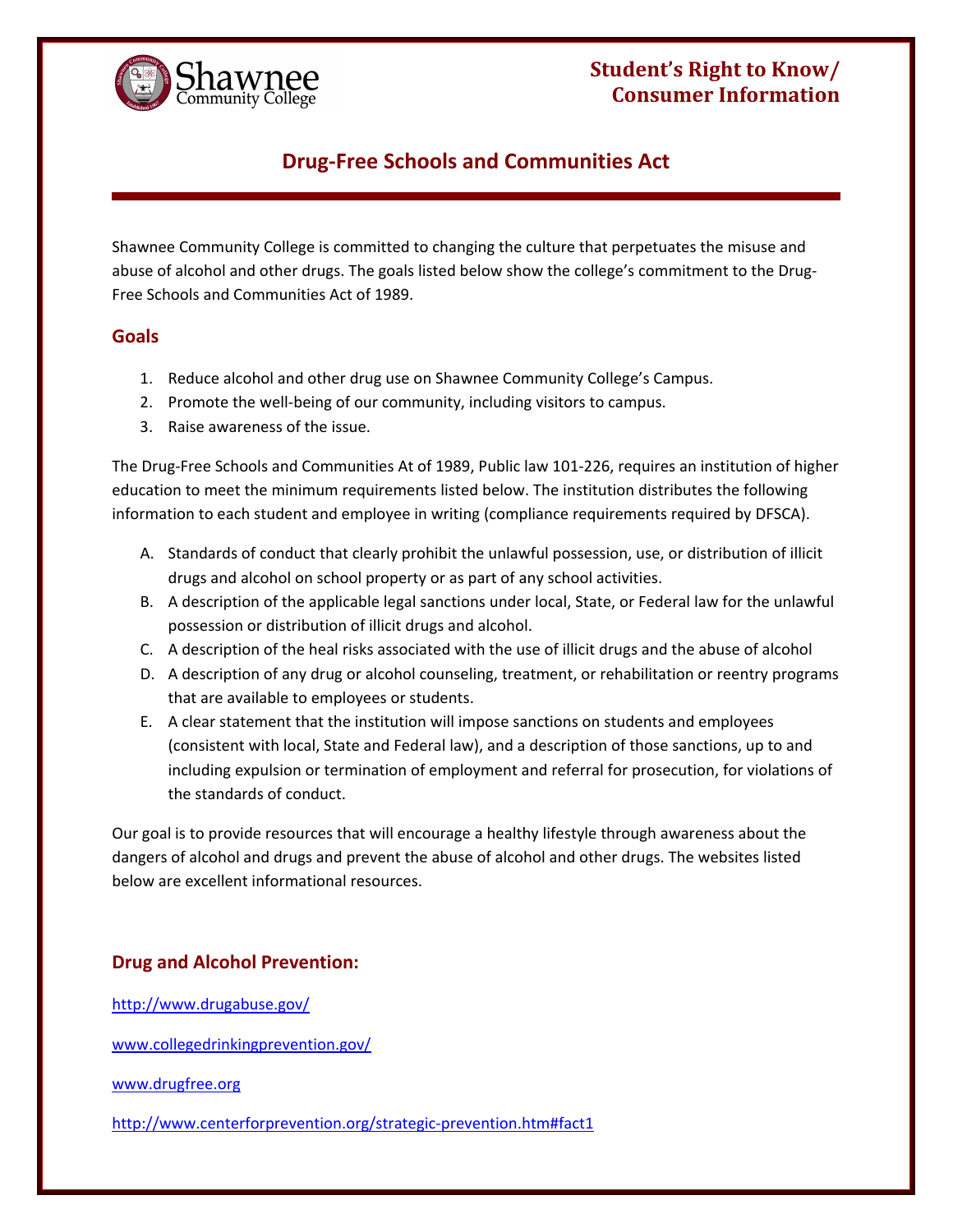Shawnee Community College

**Student's Right to Know/ Consumer Information**

# Drug-Free Schools and Communities Act

Shawnee Community College is committed to changing the culture that perpetuates the misuse and abuse of alcohol and other drugs. The goals listed below show the college's commitment to the Drug-Free Schools and Communities Act of 1989.

## Goals

1. Reduce alcohol and other drug use on Shawnee Community College's Campus.
2. Promote the well-being of our community, including visitors to campus.
3. Raise awareness of the issue.

The Drug-Free Schools and Communities At of 1989, Public law 101-226, requires an institution of higher education to meet the minimum requirements listed below. The institution distributes the following information to each student and employee in writing (compliance requirements required by DFSCA).

A. Standards of conduct that clearly prohibit the unlawful possession, use, or distribution of illicit drugs and alcohol on school property or as part of any school activities.
B. A description of the applicable legal sanctions under local, State, or Federal law for the unlawful possession or distribution of illicit drugs and alcohol.
C. A description of the heal risks associated with the use of illicit drugs and the abuse of alcohol
D. A description of any drug or alcohol counseling, treatment, or rehabilitation or reentry programs that are available to employees or students.
E. A clear statement that the institution will impose sanctions on students and employees (consistent with local, State and Federal law), and a description of those sanctions, up to and including expulsion or termination of employment and referral for prosecution, for violations of the standards of conduct.

Our goal is to provide resources that will encourage a healthy lifestyle through awareness about the dangers of alcohol and drugs and prevent the abuse of alcohol and other drugs. The websites listed below are excellent informational resources.

## Drug and Alcohol Prevention:

http://www.drugabuse.gov/

www.collegedrinkingprevention.gov/

www.drugfree.org

http://www.centerforprevention.org/strategic-prevention.htm#fact1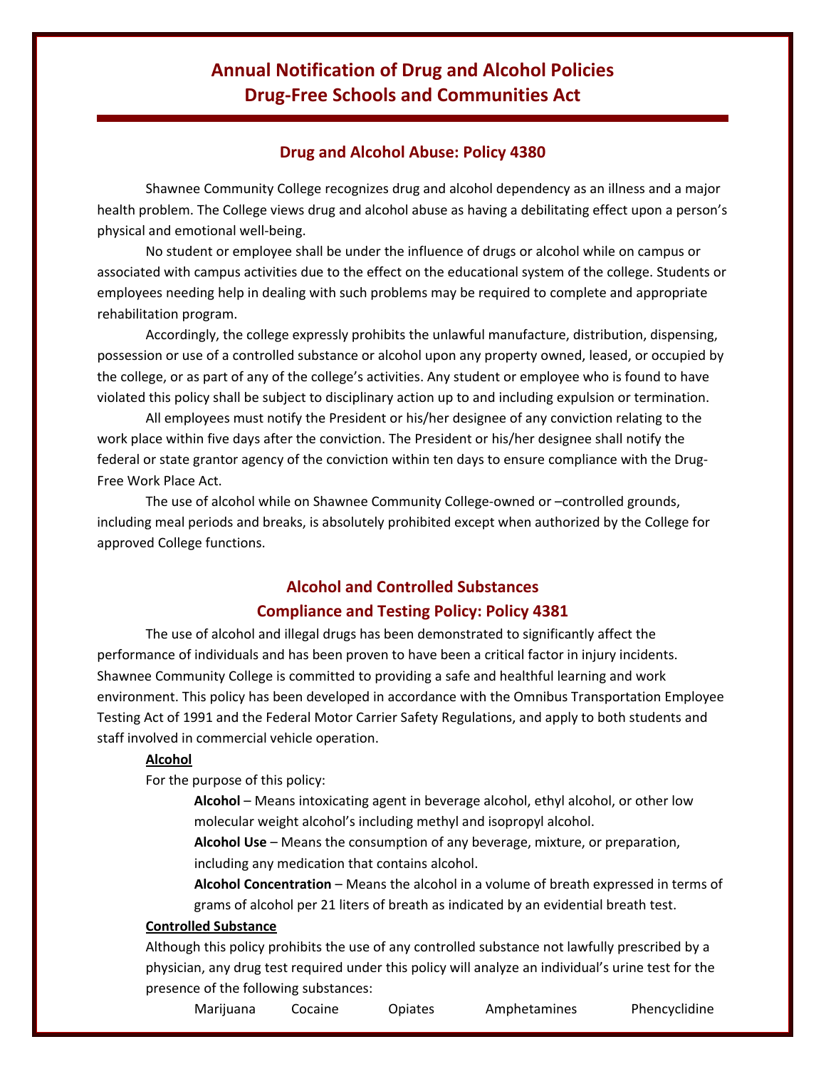# Annual Notification of Drug and Alcohol Policies
# Drug-Free Schools and Communities Act

## Drug and Alcohol Abuse: Policy 4380

Shawnee Community College recognizes drug and alcohol dependency as an illness and a major health problem. The College views drug and alcohol abuse as having a debilitating effect upon a person's physical and emotional well-being.

No student or employee shall be under the influence of drugs or alcohol while on campus or associated with campus activities due to the effect on the educational system of the college. Students or employees needing help in dealing with such problems may be required to complete and appropriate rehabilitation program.

Accordingly, the college expressly prohibits the unlawful manufacture, distribution, dispensing, possession or use of a controlled substance or alcohol upon any property owned, leased, or occupied by the college, or as part of any of the college's activities. Any student or employee who is found to have violated this policy shall be subject to disciplinary action up to and including expulsion or termination.

All employees must notify the President or his/her designee of any conviction relating to the work place within five days after the conviction. The President or his/her designee shall notify the federal or state grantor agency of the conviction within ten days to ensure compliance with the Drug-Free Work Place Act.

The use of alcohol while on Shawnee Community College-owned or –controlled grounds, including meal periods and breaks, is absolutely prohibited except when authorized by the College for approved College functions.

## Alcohol and Controlled Substances Compliance and Testing Policy: Policy 4381

The use of alcohol and illegal drugs has been demonstrated to significantly affect the performance of individuals and has been proven to have been a critical factor in injury incidents. Shawnee Community College is committed to providing a safe and healthful learning and work environment. This policy has been developed in accordance with the Omnibus Transportation Employee Testing Act of 1991 and the Federal Motor Carrier Safety Regulations, and apply to both students and staff involved in commercial vehicle operation.

**Alcohol**

For the purpose of this policy:

**Alcohol** – Means intoxicating agent in beverage alcohol, ethyl alcohol, or other low molecular weight alcohol's including methyl and isopropyl alcohol.

**Alcohol Use** – Means the consumption of any beverage, mixture, or preparation, including any medication that contains alcohol.

**Alcohol Concentration** – Means the alcohol in a volume of breath expressed in terms of grams of alcohol per 21 liters of breath as indicated by an evidential breath test.

**Controlled Substance**

Although this policy prohibits the use of any controlled substance not lawfully prescribed by a physician, any drug test required under this policy will analyze an individual's urine test for the presence of the following substances:

Marijuana Cocaine Opiates Amphetamines Phencyclidine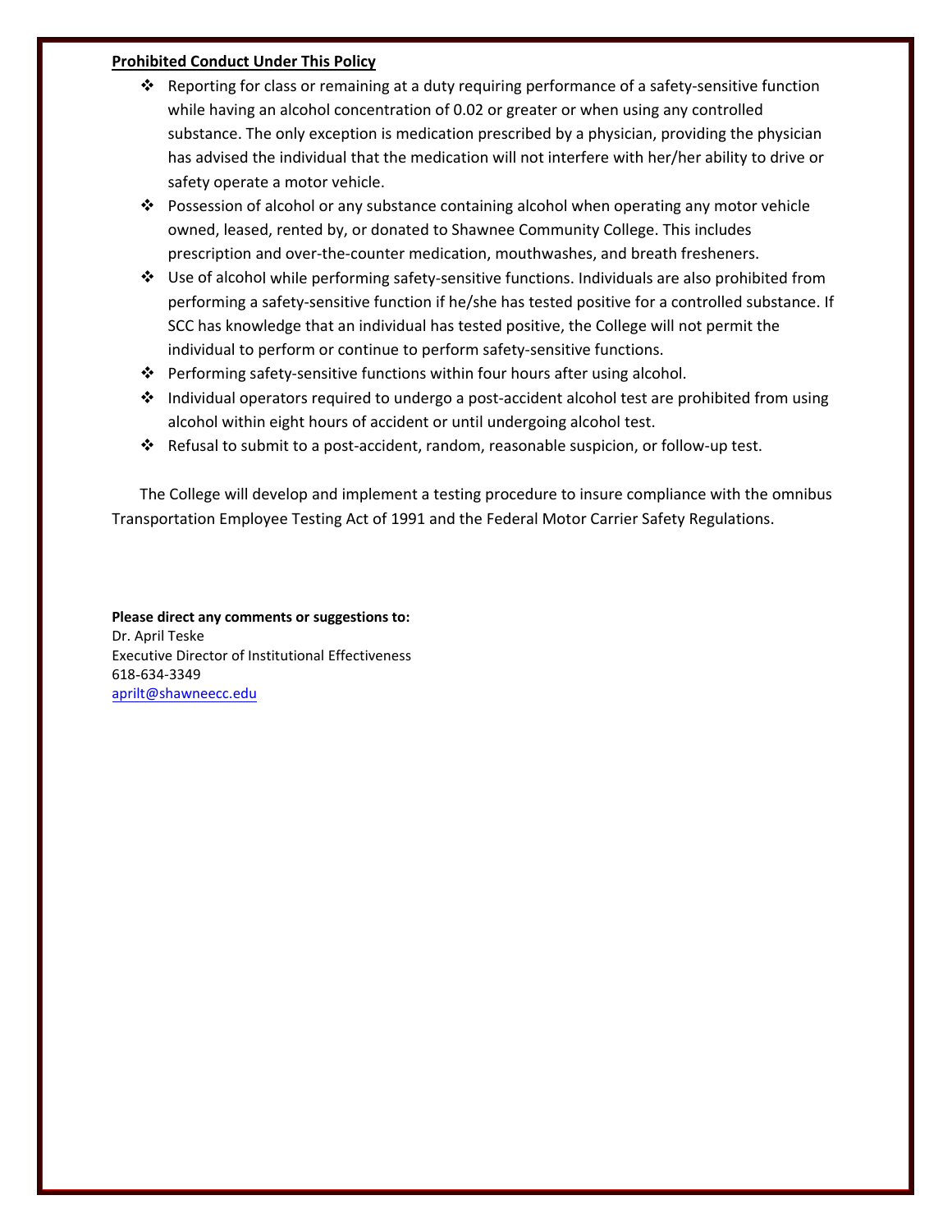**Prohibited Conduct Under This Policy**

- Reporting for class or remaining at a duty requiring performance of a safety-sensitive function while having an alcohol concentration of 0.02 or greater or when using any controlled substance. The only exception is medication prescribed by a physician, providing the physician has advised the individual that the medication will not interfere with her/her ability to drive or safety operate a motor vehicle.
- Possession of alcohol or any substance containing alcohol when operating any motor vehicle owned, leased, rented by, or donated to Shawnee Community College. This includes prescription and over-the-counter medication, mouthwashes, and breath fresheners.
- Use of alcohol while performing safety-sensitive functions. Individuals are also prohibited from performing a safety-sensitive function if he/she has tested positive for a controlled substance. If SCC has knowledge that an individual has tested positive, the College will not permit the individual to perform or continue to perform safety-sensitive functions.
- Performing safety-sensitive functions within four hours after using alcohol.
- Individual operators required to undergo a post-accident alcohol test are prohibited from using alcohol within eight hours of accident or until undergoing alcohol test.
- Refusal to submit to a post-accident, random, reasonable suspicion, or follow-up test.

The College will develop and implement a testing procedure to insure compliance with the omnibus Transportation Employee Testing Act of 1991 and the Federal Motor Carrier Safety Regulations.

**Please direct any comments or suggestions to:**
Dr. April Teske
Executive Director of Institutional Effectiveness
618-634-3349
aprilt@shawneecc.edu